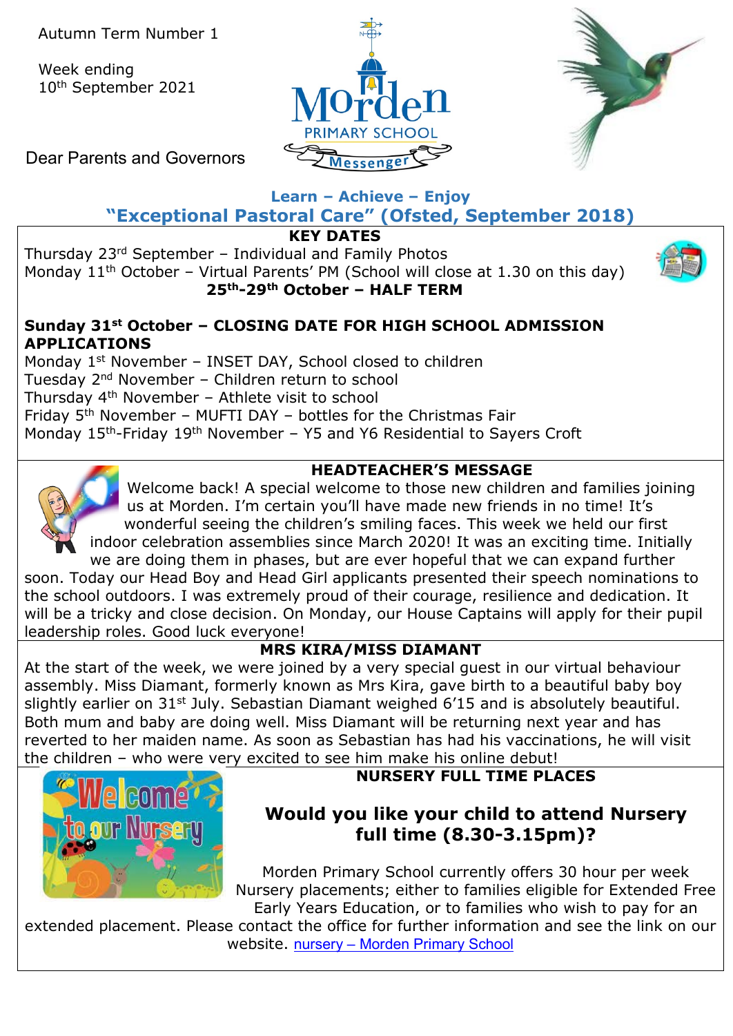Autumn Term Number 1

Week ending 10th September 2021

Morden PRIMARY SCHOOL Messenger

Dear Parents and Governors

**Learn – Achieve – Enjoy**

**"Exceptional Pastoral Care" (Ofsted, September 2018)**

## KEY DATES

Thursday 23rd September – Individual and Family Photos
Monday 11th October – Virtual Parents' PM (School will close at 1.30 on this day)

**25th-29th October – HALF TERM**

**Sunday 31st October – CLOSING DATE FOR HIGH SCHOOL ADMISSION APPLICATIONS**
Monday 1st November – INSET DAY, School closed to children
Tuesday 2nd November – Children return to school
Thursday 4th November – Athlete visit to school
Friday 5th November – MUFTI DAY – bottles for the Christmas Fair
Monday 15th-Friday 19th November – Y5 and Y6 Residential to Sayers Croft

## HEADTEACHER'S MESSAGE

Welcome back! A special welcome to those new children and families joining us at Morden. I'm certain you'll have made new friends in no time! It's wonderful seeing the children's smiling faces. This week we held our first indoor celebration assemblies since March 2020! It was an exciting time. Initially we are doing them in phases, but are ever hopeful that we can expand further soon. Today our Head Boy and Head Girl applicants presented their speech nominations to the school outdoors. I was extremely proud of their courage, resilience and dedication. It will be a tricky and close decision. On Monday, our House Captains will apply for their pupil leadership roles. Good luck everyone!

## MRS KIRA/MISS DIAMANT

At the start of the week, we were joined by a very special guest in our virtual behaviour assembly. Miss Diamant, formerly known as Mrs Kira, gave birth to a beautiful baby boy slightly earlier on 31st July. Sebastian Diamant weighed 6'15 and is absolutely beautiful. Both mum and baby are doing well. Miss Diamant will be returning next year and has reverted to her maiden name. As soon as Sebastian has had his vaccinations, he will visit the children – who were very excited to see him make his online debut!

## NURSERY FULL TIME PLACES

Welcome to our Nursery

**Would you like your child to attend Nursery full time (8.30-3.15pm)?**

Morden Primary School currently offers 30 hour per week Nursery placements; either to families eligible for Extended Free Early Years Education, or to families who wish to pay for an extended placement. Please contact the office for further information and see the link on our website. [nursery – Morden Primary School]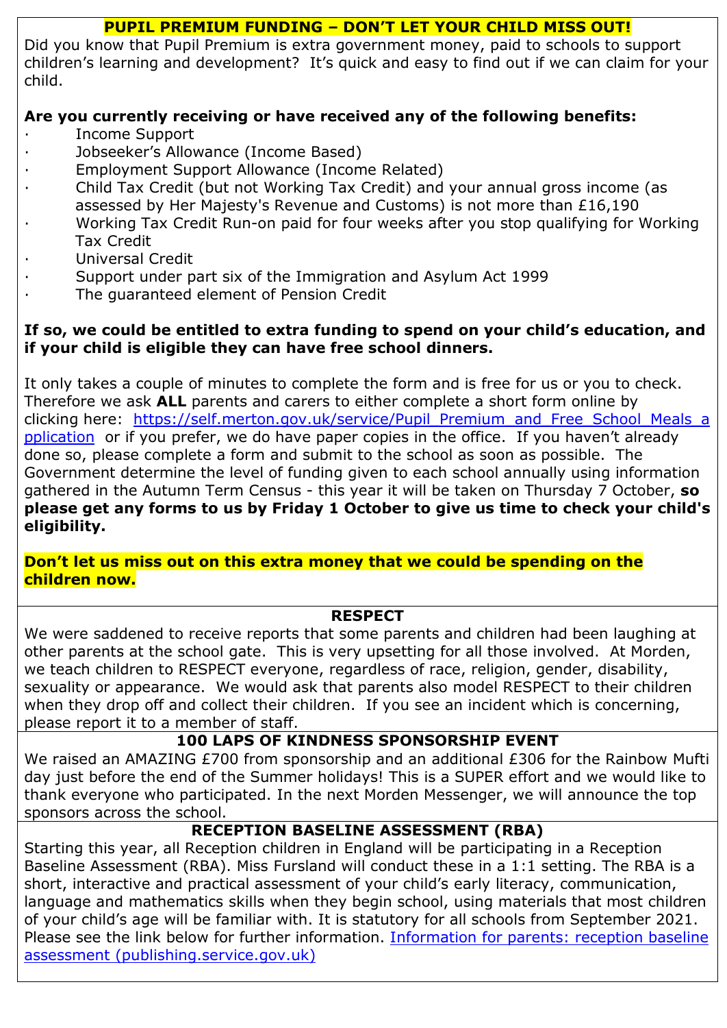## PUPIL PREMIUM FUNDING – DON'T LET YOUR CHILD MISS OUT!

Did you know that Pupil Premium is extra government money, paid to schools to support children's learning and development? It's quick and easy to find out if we can claim for your child.

**Are you currently receiving or have received any of the following benefits:**

- Income Support
- Jobseeker's Allowance (Income Based)
- Employment Support Allowance (Income Related)
- Child Tax Credit (but not Working Tax Credit) and your annual gross income (as assessed by Her Majesty's Revenue and Customs) is not more than £16,190
- Working Tax Credit Run-on paid for four weeks after you stop qualifying for Working Tax Credit
- Universal Credit
- Support under part six of the Immigration and Asylum Act 1999
- The guaranteed element of Pension Credit

**If so, we could be entitled to extra funding to spend on your child's education, and if your child is eligible they can have free school dinners.**

It only takes a couple of minutes to complete the form and is free for us or you to check. Therefore we ask **ALL** parents and carers to either complete a short form online by clicking here: [https://self.merton.gov.uk/service/Pupil_Premium_and_Free_School_Meals_application](https://self.merton.gov.uk/service/Pupil_Premium_and_Free_School_Meals_application) or if you prefer, we do have paper copies in the office. If you haven't already done so, please complete a form and submit to the school as soon as possible. The Government determine the level of funding given to each school annually using information gathered in the Autumn Term Census - this year it will be taken on Thursday 7 October, **so please get any forms to us by Friday 1 October to give us time to check your child's eligibility.**

**Don't let us miss out on this extra money that we could be spending on the children now.**

## RESPECT

We were saddened to receive reports that some parents and children had been laughing at other parents at the school gate. This is very upsetting for all those involved. At Morden, we teach children to RESPECT everyone, regardless of race, religion, gender, disability, sexuality or appearance. We would ask that parents also model RESPECT to their children when they drop off and collect their children. If you see an incident which is concerning, please report it to a member of staff.

## 100 LAPS OF KINDNESS SPONSORSHIP EVENT

We raised an AMAZING £700 from sponsorship and an additional £306 for the Rainbow Mufti day just before the end of the Summer holidays! This is a SUPER effort and we would like to thank everyone who participated. In the next Morden Messenger, we will announce the top sponsors across the school.

## RECEPTION BASELINE ASSESSMENT (RBA)

Starting this year, all Reception children in England will be participating in a Reception Baseline Assessment (RBA). Miss Fursland will conduct these in a 1:1 setting. The RBA is a short, interactive and practical assessment of your child's early literacy, communication, language and mathematics skills when they begin school, using materials that most children of your child's age will be familiar with. It is statutory for all schools from September 2021. Please see the link below for further information. Information for parents: reception baseline assessment (publishing.service.gov.uk)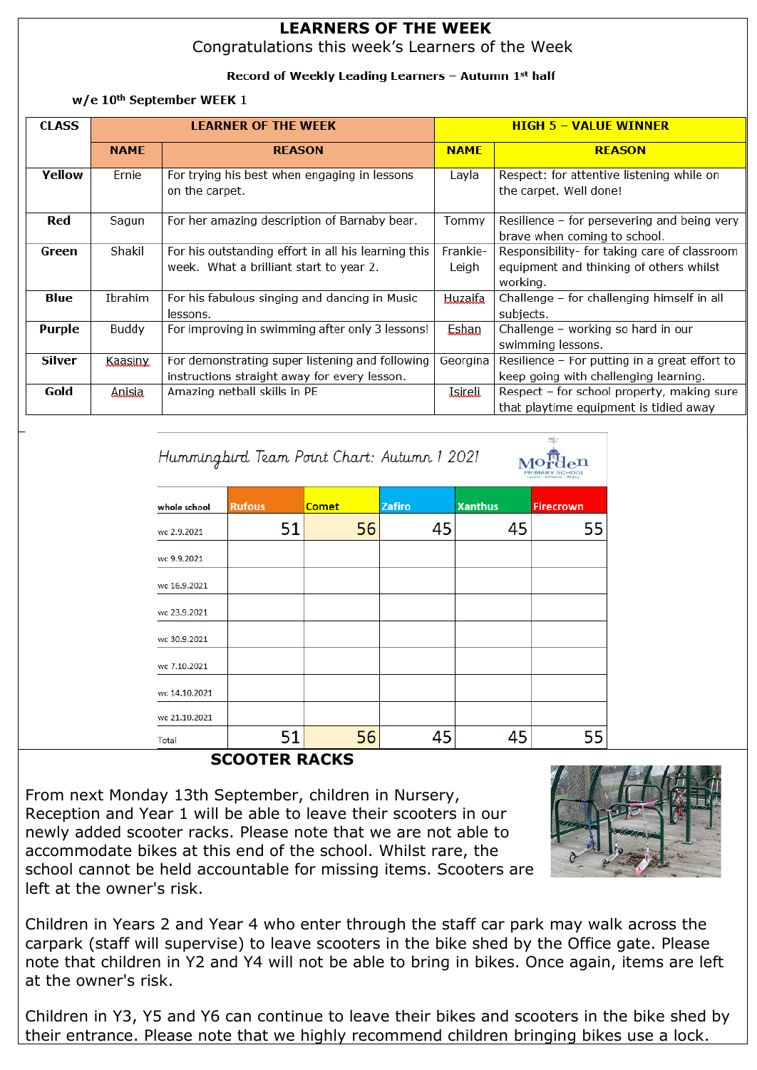# LEARNERS OF THE WEEK

Congratulations this week's Learners of the Week

**Record of Weekly Leading Learners – Autumn 1st half**

**w/e 10th September WEEK 1**

| CLASS | LEARNER OF THE WEEK | | HIGH 5 – VALUE WINNER | |
|---|---|---|---|---|
| | NAME | REASON | NAME | REASON |
| **Yellow** | Ernie | For trying his best when engaging in lessons on the carpet. | Layla | Respect: for attentive listening while on the carpet. Well done! |
| **Red** | Sagun | For her amazing description of Barnaby bear. | Tommy | Resilience – for persevering and being very brave when coming to school. |
| **Green** | Shakil | For his outstanding effort in all his learning this week. What a brilliant start to year 2. | Frankie-Leigh | Responsibility- for taking care of classroom equipment and thinking of others whilst working. |
| **Blue** | Ibrahim | For his fabulous singing and dancing in Music lessons. | Huzaifa | Challenge – for challenging himself in all subjects. |
| **Purple** | Buddy | For improving in swimming after only 3 lessons! | Eshan | Challenge – working so hard in our swimming lessons. |
| **Silver** | Kaasiny | For demonstrating super listening and following instructions straight away for every lesson. | Georgina | Resilience – For putting in a great effort to keep going with challenging learning. |
| **Gold** | Anisia | Amazing netball skills in PE | Isireli | Respect – for school property, making sure that playtime equipment is tidied away |

## Hummingbird Team Point Chart: Autumn 1 2021

Morden Primary School

| whole school | Rufous | Comet | Zafiro | Xanthus | Firecrown |
|---|---|---|---|---|---|
| wc 2.9.2021 | 51 | 56 | 45 | 45 | 55 |
| wc 9.9.2021 | | | | | |
| wc 16.9.2021 | | | | | |
| wc 23.9.2021 | | | | | |
| wc 30.9.2021 | | | | | |
| wc 7.10.2021 | | | | | |
| wc 14.10.2021 | | | | | |
| wc 21.10.2021 | | | | | |
| Total | 51 | 56 | 45 | 45 | 55 |

## SCOOTER RACKS

From next Monday 13th September, children in Nursery, Reception and Year 1 will be able to leave their scooters in our newly added scooter racks. Please note that we are not able to accommodate bikes at this end of the school. Whilst rare, the school cannot be held accountable for missing items. Scooters are left at the owner's risk.

Children in Years 2 and Year 4 who enter through the staff car park may walk across the carpark (staff will supervise) to leave scooters in the bike shed by the Office gate. Please note that children in Y2 and Y4 will not be able to bring in bikes. Once again, items are left at the owner's risk.

Children in Y3, Y5 and Y6 can continue to leave their bikes and scooters in the bike shed by their entrance. Please note that we highly recommend children bringing bikes use a lock.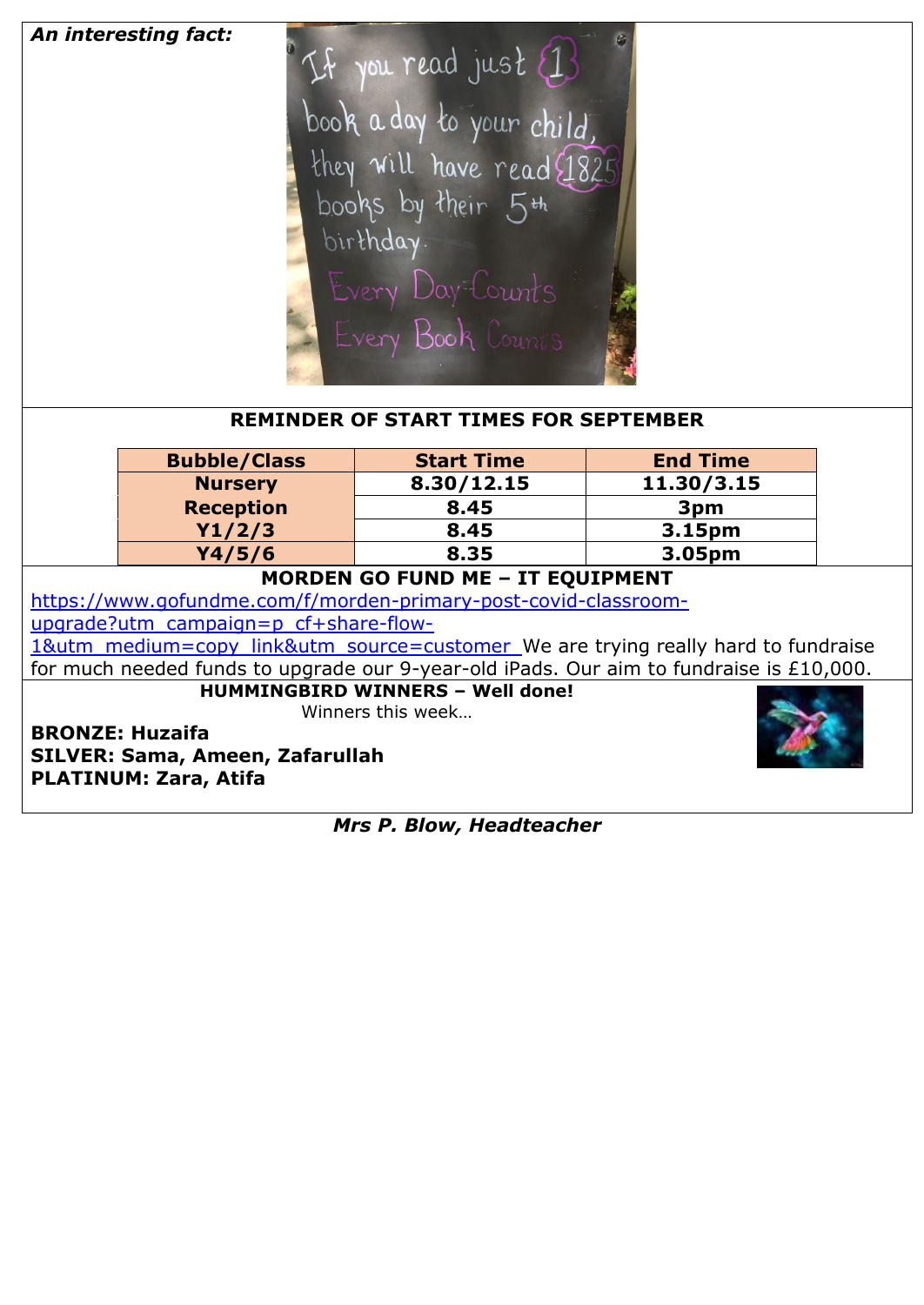***An interesting fact:***

If you read just 1 book a day to your child, they will have read 1825 books by their 5th birthday.

Every Day Counts

Every Book Counts

**REMINDER OF START TIMES FOR SEPTEMBER**

| Bubble/Class | Start Time | End Time |
|---|---|---|
| Nursery | 8.30/12.15 | 11.30/3.15 |
| Reception | 8.45 | 3pm |
| Y1/2/3 | 8.45 | 3.15pm |
| Y4/5/6 | 8.35 | 3.05pm |

**MORDEN GO FUND ME – IT EQUIPMENT**

https://www.gofundme.com/f/morden-primary-post-covid-classroom-upgrade?utm_campaign=p_cf+share-flow-1&utm_medium=copy_link&utm_source=customer We are trying really hard to fundraise for much needed funds to upgrade our 9-year-old iPads. Our aim to fundraise is £10,000.

**HUMMINGBIRD WINNERS – Well done!**

Winners this week…

**BRONZE: Huzaifa**
**SILVER: Sama, Ameen, Zafarullah**
**PLATINUM: Zara, Atifa**

***Mrs P. Blow, Headteacher***